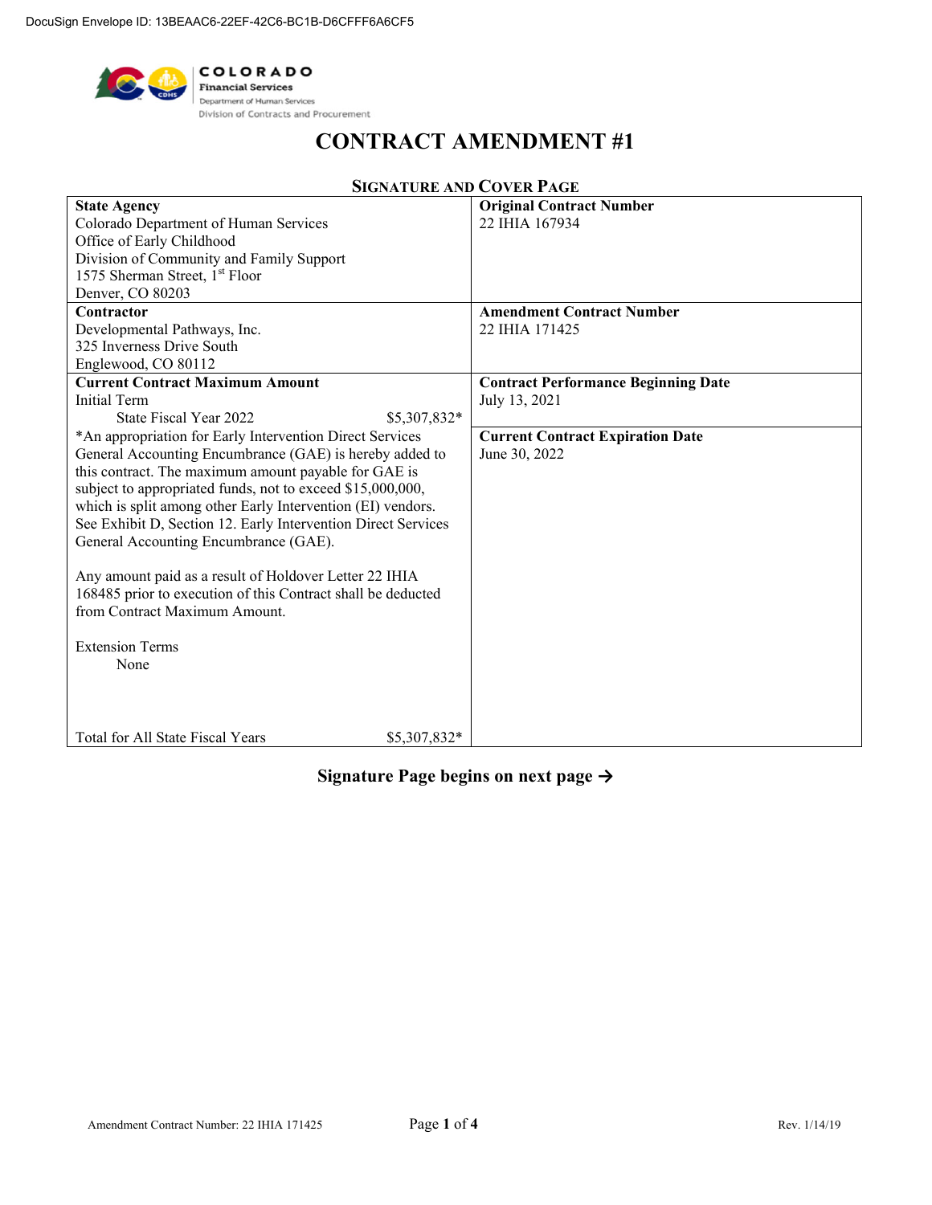DocuSign Envelope ID: 13BEAAC6-22EF-42C6-BC1B-D6CFFF6A6CF5

COLORADO
Financial Services
Department of Human Services
Division of Contracts and Procurement

# CONTRACT AMENDMENT #1

## SIGNATURE AND COVER PAGE

| | |
|---|---|
| **State Agency**<br>Colorado Department of Human Services<br>Office of Early Childhood<br>Division of Community and Family Support<br>1575 Sherman Street, 1st Floor<br>Denver, CO 80203 | **Original Contract Number**<br>22 IHIA 167934 |
| **Contractor**<br>Developmental Pathways, Inc.<br>325 Inverness Drive South<br>Englewood, CO 80112 | **Amendment Contract Number**<br>22 IHIA 171425 |
| **Current Contract Maximum Amount**<br>Initial Term<br>State Fiscal Year 2022 $5,307,832*<br>*An appropriation for Early Intervention Direct Services General Accounting Encumbrance (GAE) is hereby added to this contract. The maximum amount payable for GAE is subject to appropriated funds, not to exceed $15,000,000, which is split among other Early Intervention (EI) vendors. See Exhibit D, Section 12. Early Intervention Direct Services General Accounting Encumbrance (GAE).<br><br>Any amount paid as a result of Holdover Letter 22 IHIA 168485 prior to execution of this Contract shall be deducted from Contract Maximum Amount.<br><br>Extension Terms<br>None<br><br>Total for All State Fiscal Years $5,307,832* | **Contract Performance Beginning Date**<br>July 13, 2021<br><br>**Current Contract Expiration Date**<br>June 30, 2022 |

**Signature Page begins on next page →**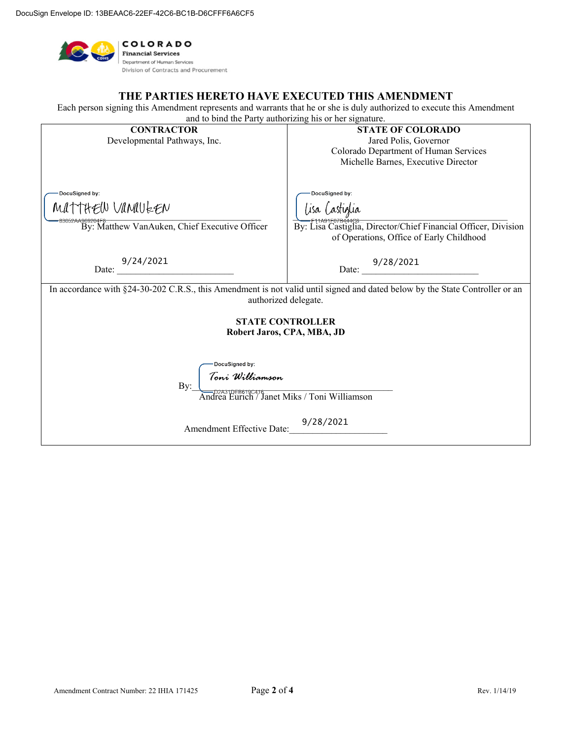DocuSign Envelope ID: 13BEAAC6-22EF-42C6-BC1B-D6CFFF6A6CF5

COLORADO
Financial Services
Department of Human Services
Division of Contracts and Procurement

## THE PARTIES HERETO HAVE EXECUTED THIS AMENDMENT

Each person signing this Amendment represents and warrants that he or she is duly authorized to execute this Amendment and to bind the Party authorizing his or her signature.

| CONTRACTOR | STATE OF COLORADO |
| --- | --- |
| Developmental Pathways, Inc. | Jared Polis, Governor<br>Colorado Department of Human Services<br>Michelle Barnes, Executive Director |
| DocuSigned by: Matthew VanAuken<br>83052AA969204F6<br>By: Matthew VanAuken, Chief Executive Officer | DocuSigned by: Lisa Castiglia<br>F11A91F07B444C8<br>By: Lisa Castiglia, Director/Chief Financial Officer, Division of Operations, Office of Early Childhood |
| Date: 9/24/2021 | Date: 9/28/2021 |

In accordance with §24-30-202 C.R.S., this Amendment is not valid until signed and dated below by the State Controller or an authorized delegate.

**STATE CONTROLLER**
**Robert Jaros, CPA, MBA, JD**

By: DocuSigned by: Toni Williamson
D2A31DEB619C416
Andrea Eurich / Janet Miks / Toni Williamson

Amendment Effective Date: 9/28/2021

Amendment Contract Number: 22 IHIA 171425 | Rev. 1/14/19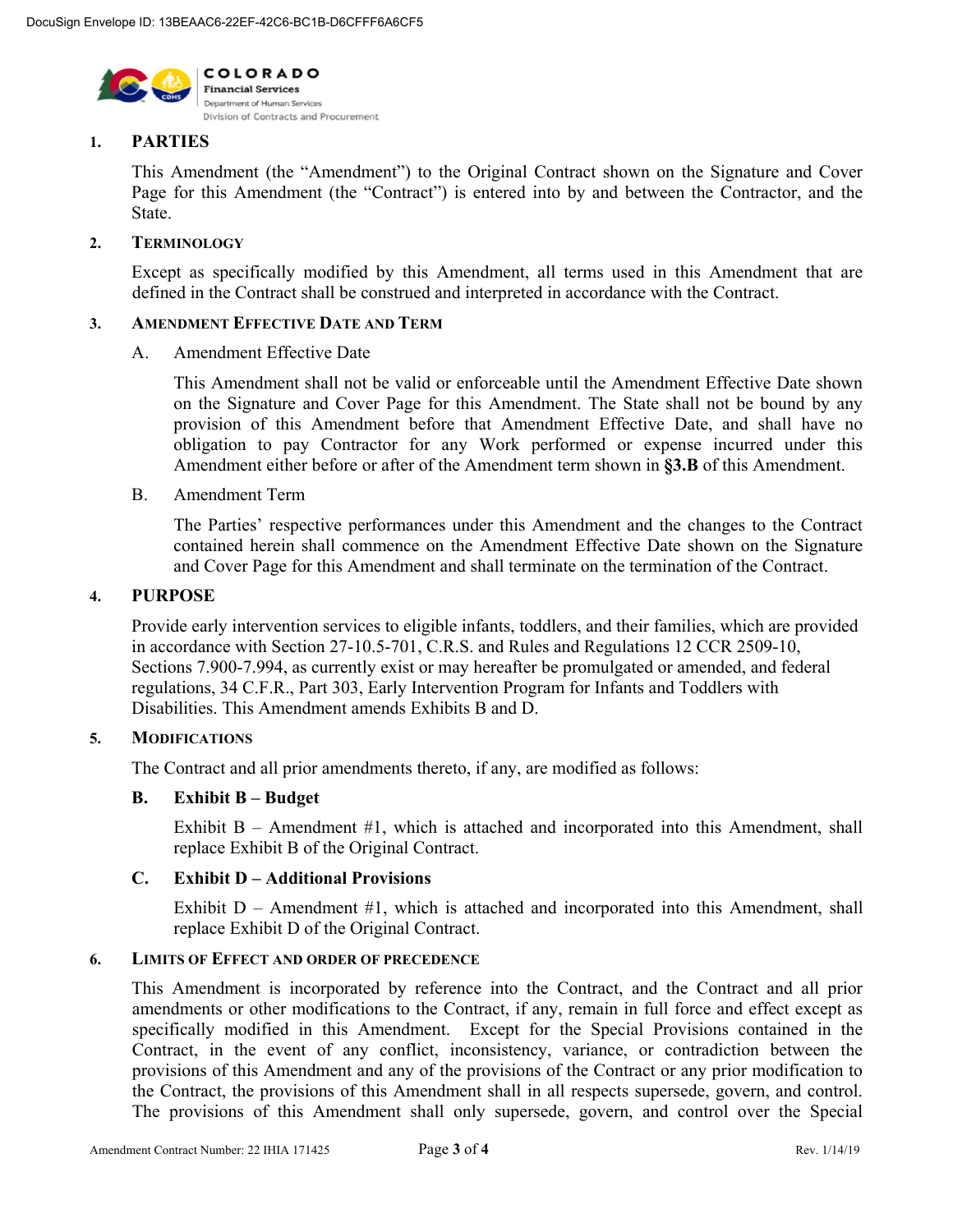COLORADO
Financial Services
Department of Human Services
Division of Contracts and Procurement

## 1. PARTIES

This Amendment (the "Amendment") to the Original Contract shown on the Signature and Cover Page for this Amendment (the "Contract") is entered into by and between the Contractor, and the State.

## 2. TERMINOLOGY

Except as specifically modified by this Amendment, all terms used in this Amendment that are defined in the Contract shall be construed and interpreted in accordance with the Contract.

## 3. AMENDMENT EFFECTIVE DATE AND TERM

### A. Amendment Effective Date

This Amendment shall not be valid or enforceable until the Amendment Effective Date shown on the Signature and Cover Page for this Amendment. The State shall not be bound by any provision of this Amendment before that Amendment Effective Date, and shall have no obligation to pay Contractor for any Work performed or expense incurred under this Amendment either before or after of the Amendment term shown in **§3.B** of this Amendment.

### B. Amendment Term

The Parties' respective performances under this Amendment and the changes to the Contract contained herein shall commence on the Amendment Effective Date shown on the Signature and Cover Page for this Amendment and shall terminate on the termination of the Contract.

## 4. PURPOSE

Provide early intervention services to eligible infants, toddlers, and their families, which are provided in accordance with Section 27-10.5-701, C.R.S. and Rules and Regulations 12 CCR 2509-10, Sections 7.900-7.994, as currently exist or may hereafter be promulgated or amended, and federal regulations, 34 C.F.R., Part 303, Early Intervention Program for Infants and Toddlers with Disabilities. This Amendment amends Exhibits B and D.

## 5. MODIFICATIONS

The Contract and all prior amendments thereto, if any, are modified as follows:

### B. Exhibit B – Budget

Exhibit B – Amendment #1, which is attached and incorporated into this Amendment, shall replace Exhibit B of the Original Contract.

### C. Exhibit D – Additional Provisions

Exhibit D – Amendment #1, which is attached and incorporated into this Amendment, shall replace Exhibit D of the Original Contract.

## 6. LIMITS OF EFFECT AND ORDER OF PRECEDENCE

This Amendment is incorporated by reference into the Contract, and the Contract and all prior amendments or other modifications to the Contract, if any, remain in full force and effect except as specifically modified in this Amendment. Except for the Special Provisions contained in the Contract, in the event of any conflict, inconsistency, variance, or contradiction between the provisions of this Amendment and any of the provisions of the Contract or any prior modification to the Contract, the provisions of this Amendment shall in all respects supersede, govern, and control. The provisions of this Amendment shall only supersede, govern, and control over the Special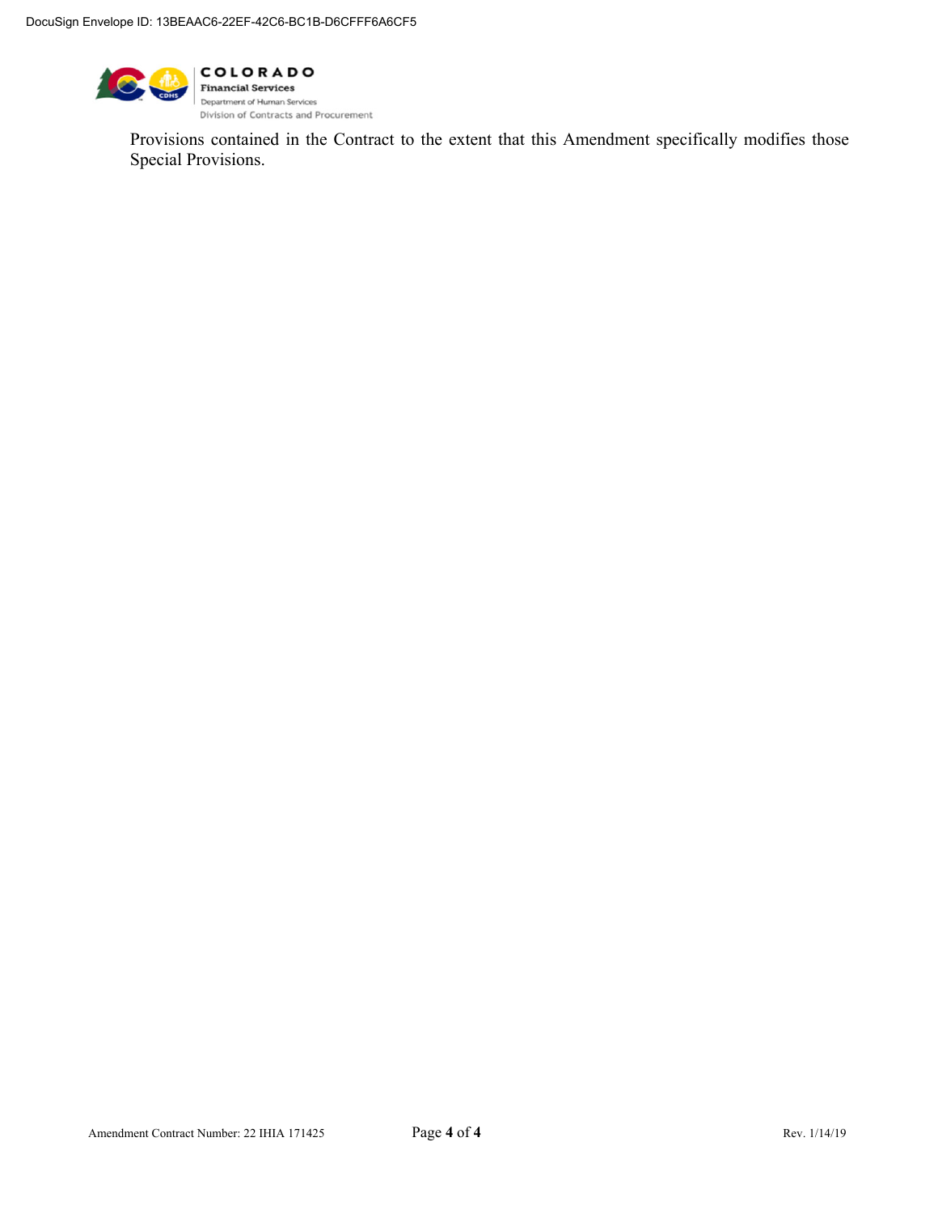Provisions contained in the Contract to the extent that this Amendment specifically modifies those Special Provisions.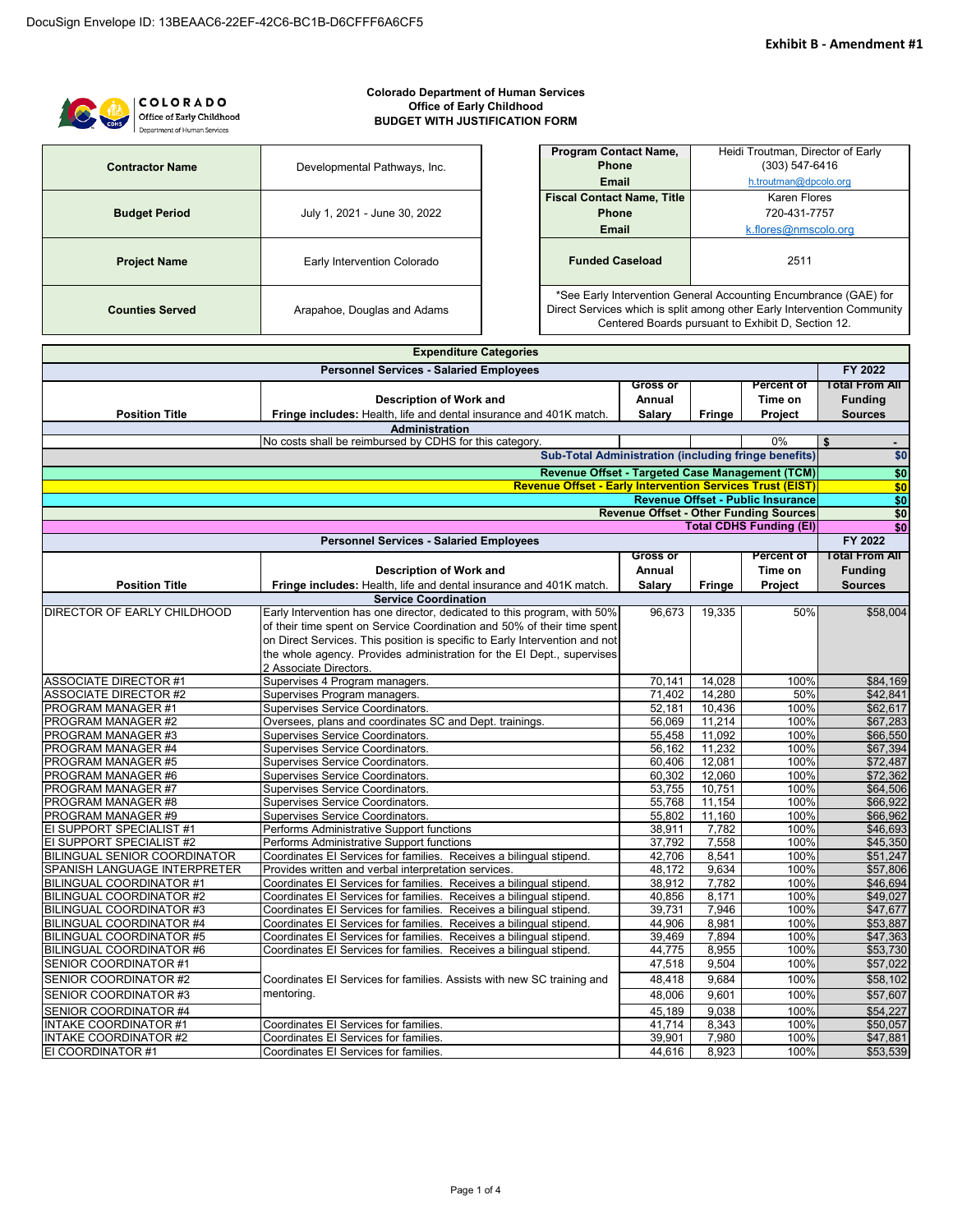DocuSign Envelope ID: 13BEAAC6-22EF-42C6-BC1B-D6CFFF6A6CF5

**Exhibit B - Amendment #1**

**Colorado Department of Human Services**
**Office of Early Childhood**
**BUDGET WITH JUSTIFICATION FORM**

| | |
|---|---|
| **Contractor Name** | Developmental Pathways, Inc. |
| **Budget Period** | July 1, 2021 - June 30, 2022 |
| **Project Name** | Early Intervention Colorado |
| **Counties Served** | Arapahoe, Douglas and Adams |

| | |
|---|---|
| **Program Contact Name, Phone Email** | Heidi Troutman, Director of Early (303) 547-6416 h.troutman@dpcolo.org |
| **Fiscal Contact Name, Title Phone Email** | Karen Flores 720-431-7757 k.flores@nmscolo.org |
| **Funded Caseload** | 2511 |

*See Early Intervention General Accounting Encumbrance (GAE) for Direct Services which is split among other Early Intervention Community Centered Boards pursuant to Exhibit D, Section 12.

**Expenditure Categories**

| Position Title | Description of Work and Fringe includes: Health, life and dental insurance and 401K match. | Gross or Annual Salary | Fringe | Percent of Time on Project | FY 2022 Total From All Funding Sources |
|---|---|---|---|---|---|
| **Personnel Services - Salaried Employees** | | | | | |
| **Administration** | | | | | |
| | No costs shall be reimbursed by CDHS for this category. | | | 0% | $ - |
| | **Sub-Total Administration (including fringe benefits)** | | | | **$0** |
| | **Revenue Offset - Targeted Case Management (TCM)** | | | | **$0** |
| | **Revenue Offset - Early Intervention Services Trust (EIST)** | | | | **$0** |
| | **Revenue Offset - Public Insurance** | | | | **$0** |
| | **Revenue Offset - Other Funding Sources** | | | | **$0** |
| | **Total CDHS Funding (EI)** | | | | **$0** |

| Position Title | Description of Work and Fringe includes: Health, life and dental insurance and 401K match. | Gross or Annual Salary | Fringe | Percent of Time on Project | FY 2022 Total From All Funding Sources |
|---|---|---|---|---|---|
| **Personnel Services - Salaried Employees** | | | | | |
| **Service Coordination** | | | | | |
| DIRECTOR OF EARLY CHILDHOOD | Early Intervention has one director, dedicated to this program, with 50% of their time spent on Service Coordination and 50% of their time spent on Direct Services. This position is specific to Early Intervention and not the whole agency. Provides administration for the EI Dept., supervises 2 Associate Directors. | 96,673 | 19,335 | 50% | $58,004 |
| ASSOCIATE DIRECTOR #1 | Supervises 4 Program managers. | 70,141 | 14,028 | 100% | $84,169 |
| ASSOCIATE DIRECTOR #2 | Supervises Program managers. | 71,402 | 14,280 | 50% | $42,841 |
| PROGRAM MANAGER #1 | Supervises Service Coordinators. | 52,181 | 10,436 | 100% | $62,617 |
| PROGRAM MANAGER #2 | Oversees, plans and coordinates SC and Dept. trainings. | 56,069 | 11,214 | 100% | $67,283 |
| PROGRAM MANAGER #3 | Supervises Service Coordinators. | 55,458 | 11,092 | 100% | $66,550 |
| PROGRAM MANAGER #4 | Supervises Service Coordinators. | 56,162 | 11,232 | 100% | $67,394 |
| PROGRAM MANAGER #5 | Supervises Service Coordinators. | 60,406 | 12,081 | 100% | $72,487 |
| PROGRAM MANAGER #6 | Supervises Service Coordinators. | 60,302 | 12,060 | 100% | $72,362 |
| PROGRAM MANAGER #7 | Supervises Service Coordinators. | 53,755 | 10,751 | 100% | $64,506 |
| PROGRAM MANAGER #8 | Supervises Service Coordinators. | 55,768 | 11,154 | 100% | $66,922 |
| PROGRAM MANAGER #9 | Supervises Service Coordinators. | 55,802 | 11,160 | 100% | $66,962 |
| EI SUPPORT SPECIALIST #1 | Performs Administrative Support functions | 38,911 | 7,782 | 100% | $46,693 |
| EI SUPPORT SPECIALIST #2 | Performs Administrative Support functions | 37,792 | 7,558 | 100% | $45,350 |
| BILINGUAL SENIOR COORDINATOR | Coordinates EI Services for families. Receives a bilingual stipend. | 42,706 | 8,541 | 100% | $51,247 |
| SPANISH LANGUAGE INTERPRETER | Provides written and verbal interpretation services. | 48,172 | 9,634 | 100% | $57,806 |
| BILINGUAL COORDINATOR #1 | Coordinates EI Services for families. Receives a bilingual stipend. | 38,912 | 7,782 | 100% | $46,694 |
| BILINGUAL COORDINATOR #2 | Coordinates EI Services for families. Receives a bilingual stipend. | 40,856 | 8,171 | 100% | $49,027 |
| BILINGUAL COORDINATOR #3 | Coordinates EI Services for families. Receives a bilingual stipend. | 39,731 | 7,946 | 100% | $47,677 |
| BILINGUAL COORDINATOR #4 | Coordinates EI Services for families. Receives a bilingual stipend. | 44,906 | 8,981 | 100% | $53,887 |
| BILINGUAL COORDINATOR #5 | Coordinates EI Services for families. Receives a bilingual stipend. | 39,469 | 7,894 | 100% | $47,363 |
| BILINGUAL COORDINATOR #6 | Coordinates EI Services for families. Receives a bilingual stipend. | 44,775 | 8,955 | 100% | $53,730 |
| SENIOR COORDINATOR #1 | Coordinates EI Services for families. Assists with new SC training and mentoring. | 47,518 | 9,504 | 100% | $57,022 |
| SENIOR COORDINATOR #2 | | 48,418 | 9,684 | 100% | $58,102 |
| SENIOR COORDINATOR #3 | | 48,006 | 9,601 | 100% | $57,607 |
| SENIOR COORDINATOR #4 | | 45,189 | 9,038 | 100% | $54,227 |
| INTAKE COORDINATOR #1 | Coordinates EI Services for families. | 41,714 | 8,343 | 100% | $50,057 |
| INTAKE COORDINATOR #2 | Coordinates EI Services for families. | 39,901 | 7,980 | 100% | $47,881 |
| EI COORDINATOR #1 | Coordinates EI Services for families. | 44,616 | 8,923 | 100% | $53,539 |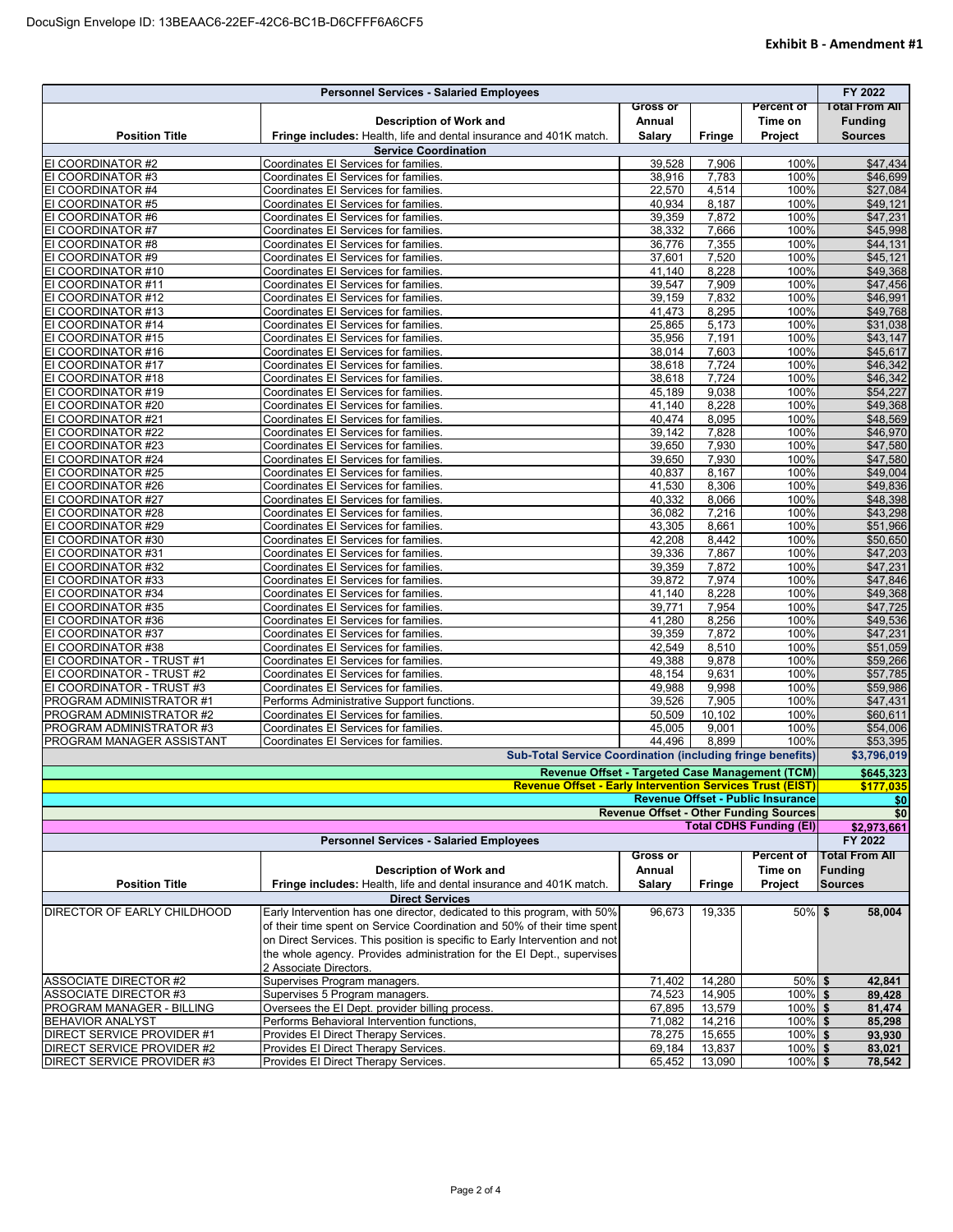DocuSign Envelope ID: 13BEAAC6-22EF-42C6-BC1B-D6CFFF6A6CF5

**Exhibit B - Amendment #1**

| Personnel Services - Salaried Employees | | | | | FY 2022 |
|---|---|---|---|---|---|
| **Position Title** | **Description of Work and Fringe includes:** Health, life and dental insurance and 401K match. | **Gross or Annual Salary** | **Fringe** | **Percent of Time on Project** | **Total From All Funding Sources** |
| **Service Coordination** | | | | | |
| EI COORDINATOR #2 | Coordinates EI Services for families. | 39,528 | 7,906 | 100% | $47,434 |
| EI COORDINATOR #3 | Coordinates EI Services for families. | 38,916 | 7,783 | 100% | $46,699 |
| EI COORDINATOR #4 | Coordinates EI Services for families. | 22,570 | 4,514 | 100% | $27,084 |
| EI COORDINATOR #5 | Coordinates EI Services for families. | 40,934 | 8,187 | 100% | $49,121 |
| EI COORDINATOR #6 | Coordinates EI Services for families. | 39,359 | 7,872 | 100% | $47,231 |
| EI COORDINATOR #7 | Coordinates EI Services for families. | 38,332 | 7,666 | 100% | $45,998 |
| EI COORDINATOR #8 | Coordinates EI Services for families. | 36,776 | 7,355 | 100% | $44,131 |
| EI COORDINATOR #9 | Coordinates EI Services for families. | 37,601 | 7,520 | 100% | $45,121 |
| EI COORDINATOR #10 | Coordinates EI Services for families. | 41,140 | 8,228 | 100% | $49,368 |
| EI COORDINATOR #11 | Coordinates EI Services for families. | 39,547 | 7,909 | 100% | $47,456 |
| EI COORDINATOR #12 | Coordinates EI Services for families. | 39,159 | 7,832 | 100% | $46,991 |
| EI COORDINATOR #13 | Coordinates EI Services for families. | 41,473 | 8,295 | 100% | $49,768 |
| EI COORDINATOR #14 | Coordinates EI Services for families. | 25,865 | 5,173 | 100% | $31,038 |
| EI COORDINATOR #15 | Coordinates EI Services for families. | 35,956 | 7,191 | 100% | $43,147 |
| EI COORDINATOR #16 | Coordinates EI Services for families. | 38,014 | 7,603 | 100% | $45,617 |
| EI COORDINATOR #17 | Coordinates EI Services for families. | 38,618 | 7,724 | 100% | $46,342 |
| EI COORDINATOR #18 | Coordinates EI Services for families. | 38,618 | 7,724 | 100% | $46,342 |
| EI COORDINATOR #19 | Coordinates EI Services for families. | 45,189 | 9,038 | 100% | $54,227 |
| EI COORDINATOR #20 | Coordinates EI Services for families. | 41,140 | 8,228 | 100% | $49,368 |
| EI COORDINATOR #21 | Coordinates EI Services for families. | 40,474 | 8,095 | 100% | $48,569 |
| EI COORDINATOR #22 | Coordinates EI Services for families. | 39,142 | 7,828 | 100% | $46,970 |
| EI COORDINATOR #23 | Coordinates EI Services for families. | 39,650 | 7,930 | 100% | $47,580 |
| EI COORDINATOR #24 | Coordinates EI Services for families. | 39,650 | 7,930 | 100% | $47,580 |
| EI COORDINATOR #25 | Coordinates EI Services for families. | 40,837 | 8,167 | 100% | $49,004 |
| EI COORDINATOR #26 | Coordinates EI Services for families. | 41,530 | 8,306 | 100% | $49,836 |
| EI COORDINATOR #27 | Coordinates EI Services for families. | 40,332 | 8,066 | 100% | $48,398 |
| EI COORDINATOR #28 | Coordinates EI Services for families. | 36,082 | 7,216 | 100% | $43,298 |
| EI COORDINATOR #29 | Coordinates EI Services for families. | 43,305 | 8,661 | 100% | $51,966 |
| EI COORDINATOR #30 | Coordinates EI Services for families. | 42,208 | 8,442 | 100% | $50,650 |
| EI COORDINATOR #31 | Coordinates EI Services for families. | 39,336 | 7,867 | 100% | $47,203 |
| EI COORDINATOR #32 | Coordinates EI Services for families. | 39,359 | 7,872 | 100% | $47,231 |
| EI COORDINATOR #33 | Coordinates EI Services for families. | 39,872 | 7,974 | 100% | $47,846 |
| EI COORDINATOR #34 | Coordinates EI Services for families. | 41,140 | 8,228 | 100% | $49,368 |
| EI COORDINATOR #35 | Coordinates EI Services for families. | 39,771 | 7,954 | 100% | $47,725 |
| EI COORDINATOR #36 | Coordinates EI Services for families. | 41,280 | 8,256 | 100% | $49,536 |
| EI COORDINATOR #37 | Coordinates EI Services for families. | 39,359 | 7,872 | 100% | $47,231 |
| EI COORDINATOR #38 | Coordinates EI Services for families. | 42,549 | 8,510 | 100% | $51,059 |
| EI COORDINATOR - TRUST #1 | Coordinates EI Services for families. | 49,388 | 9,878 | 100% | $59,266 |
| EI COORDINATOR - TRUST #2 | Coordinates EI Services for families. | 48,154 | 9,631 | 100% | $57,785 |
| EI COORDINATOR - TRUST #3 | Coordinates EI Services for families. | 49,988 | 9,998 | 100% | $59,986 |
| PROGRAM ADMINISTRATOR #1 | Performs Administrative Support functions. | 39,526 | 7,905 | 100% | $47,431 |
| PROGRAM ADMINISTRATOR #2 | Coordinates EI Services for families. | 50,509 | 10,102 | 100% | $60,611 |
| PROGRAM ADMINISTRATOR #3 | Coordinates EI Services for families. | 45,005 | 9,001 | 100% | $54,006 |
| PROGRAM MANAGER ASSISTANT | Coordinates EI Services for families. | 44,496 | 8,899 | 100% | $53,395 |
| | | | | **Sub-Total Service Coordination (including fringe benefits)** | **$3,796,019** |
| | | | | **Revenue Offset - Targeted Case Management (TCM)** | **$645,323** |
| | | | | **Revenue Offset - Early Intervention Services Trust (EIST)** | **$177,035** |
| | | | | **Revenue Offset - Public Insurance** | **$0** |
| | | | | **Revenue Offset - Other Funding Sources** | **$0** |
| | | | | **Total CDHS Funding (EI)** | **$2,973,661** |

| Personnel Services - Salaried Employees | | | | | FY 2022 |
|---|---|---|---|---|---|
| **Position Title** | **Description of Work and Fringe includes:** Health, life and dental insurance and 401K match. | **Gross or Annual Salary** | **Fringe** | **Percent of Time on Project** | **Total From All Funding Sources** |
| **Direct Services** | | | | | |
| DIRECTOR OF EARLY CHILDHOOD | Early Intervention has one director, dedicated to this program, with 50% of their time spent on Service Coordination and 50% of their time spent on Direct Services. This position is specific to Early Intervention and not the whole agency. Provides administration for the EI Dept., supervises 2 Associate Directors. | 96,673 | 19,335 | 50% | **$ 58,004** |
| ASSOCIATE DIRECTOR #2 | Supervises Program managers. | 71,402 | 14,280 | 50% | **$ 42,841** |
| ASSOCIATE DIRECTOR #3 | Supervises 5 Program managers. | 74,523 | 14,905 | 100% | **$ 89,428** |
| PROGRAM MANAGER - BILLING | Oversees the EI Dept. provider billing process. | 67,895 | 13,579 | 100% | **$ 81,474** |
| BEHAVIOR ANALYST | Performs Behavioral Intervention functions, | 71,082 | 14,216 | 100% | **$ 85,298** |
| DIRECT SERVICE PROVIDER #1 | Provides EI Direct Therapy Services. | 78,275 | 15,655 | 100% | **$ 93,930** |
| DIRECT SERVICE PROVIDER #2 | Provides EI Direct Therapy Services. | 69,184 | 13,837 | 100% | **$ 83,021** |
| DIRECT SERVICE PROVIDER #3 | Provides EI Direct Therapy Services. | 65,452 | 13,090 | 100% | **$ 78,542** |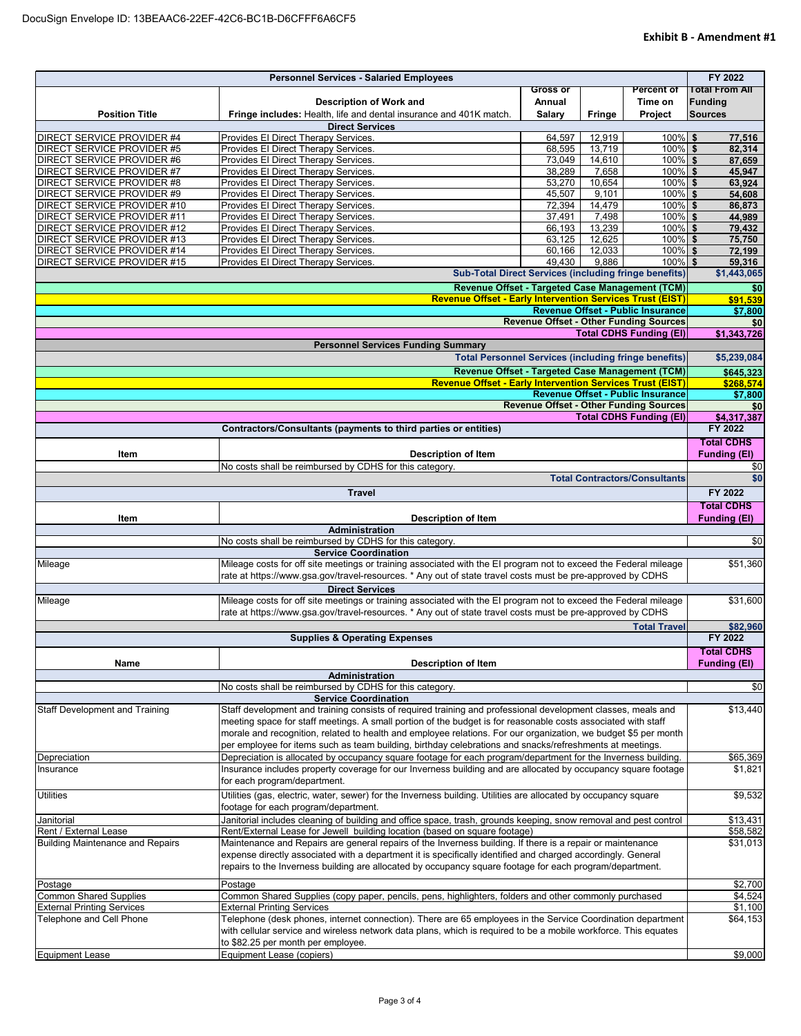DocuSign Envelope ID: 13BEAAC6-22EF-42C6-BC1B-D6CFFF6A6CF5

**Exhibit B - Amendment #1**

| Personnel Services - Salaried Employees | | | | | FY 2022 |
|---|---|---|---|---|---|
| **Position Title** | **Description of Work and Fringe includes:** Health, life and dental insurance and 401K match. | **Gross or Annual Salary** | **Fringe** | **Percent of Time on Project** | **Total From All Funding Sources** |
| | **Direct Services** | | | | |
| DIRECT SERVICE PROVIDER #4 | Provides EI Direct Therapy Services. | 64,597 | 12,919 | 100% | $ 77,516 |
| DIRECT SERVICE PROVIDER #5 | Provides EI Direct Therapy Services. | 68,595 | 13,719 | 100% | $ 82,314 |
| DIRECT SERVICE PROVIDER #6 | Provides EI Direct Therapy Services. | 73,049 | 14,610 | 100% | $ 87,659 |
| DIRECT SERVICE PROVIDER #7 | Provides EI Direct Therapy Services. | 38,289 | 7,658 | 100% | $ 45,947 |
| DIRECT SERVICE PROVIDER #8 | Provides EI Direct Therapy Services. | 53,270 | 10,654 | 100% | $ 63,924 |
| DIRECT SERVICE PROVIDER #9 | Provides EI Direct Therapy Services. | 45,507 | 9,101 | 100% | $ 54,608 |
| DIRECT SERVICE PROVIDER #10 | Provides EI Direct Therapy Services. | 72,394 | 14,479 | 100% | $ 86,873 |
| DIRECT SERVICE PROVIDER #11 | Provides EI Direct Therapy Services. | 37,491 | 7,498 | 100% | $ 44,989 |
| DIRECT SERVICE PROVIDER #12 | Provides EI Direct Therapy Services. | 66,193 | 13,239 | 100% | $ 79,432 |
| DIRECT SERVICE PROVIDER #13 | Provides EI Direct Therapy Services. | 63,125 | 12,625 | 100% | $ 75,750 |
| DIRECT SERVICE PROVIDER #14 | Provides EI Direct Therapy Services. | 60,166 | 12,033 | 100% | $ 72,199 |
| DIRECT SERVICE PROVIDER #15 | Provides EI Direct Therapy Services. | 49,430 | 9,886 | 100% | $ 59,316 |
| | | | | **Sub-Total Direct Services (including fringe benefits)** | **$1,443,065** |
| | | | | **Revenue Offset - Targeted Case Management (TCM)** | **$0** |
| | | | | **Revenue Offset - Early Intervention Services Trust (EIST)** | **$91,539** |
| | | | | **Revenue Offset - Public Insurance** | **$7,800** |
| | | | | **Revenue Offset - Other Funding Sources** | **$0** |
| | | | | **Total CDHS Funding (EI)** | **$1,343,726** |
| | **Personnel Services Funding Summary** | | | | |
| | | | | **Total Personnel Services (including fringe benefits)** | **$5,239,084** |
| | | | | **Revenue Offset - Targeted Case Management (TCM)** | **$645,323** |
| | | | | **Revenue Offset - Early Intervention Services Trust (EIST)** | **$268,574** |
| | | | | **Revenue Offset - Public Insurance** | **$7,800** |
| | | | | **Revenue Offset - Other Funding Sources** | **$0** |
| | | | | **Total CDHS Funding (EI)** | **$4,317,387** |

| Contractors/Consultants (payments to third parties or entities) | | FY 2022 |
|---|---|---|
| **Item** | **Description of Item** | **Total CDHS Funding (EI)** |
| | No costs shall be reimbursed by CDHS for this category. | $0 |
| | **Total Contractors/Consultants** | **$0** |

| Travel | | FY 2022 |
|---|---|---|
| **Item** | **Description of Item** | **Total CDHS Funding (EI)** |
| | **Administration** | |
| | No costs shall be reimbursed by CDHS for this category. | $0 |
| | **Service Coordination** | |
| Mileage | Mileage costs for off site meetings or training associated with the EI program not to exceed the Federal mileage rate at https://www.gsa.gov/travel-resources. * Any out of state travel costs must be pre-approved by CDHS | $51,360 |
| | **Direct Services** | |
| Mileage | Mileage costs for off site meetings or training associated with the EI program not to exceed the Federal mileage rate at https://www.gsa.gov/travel-resources. * Any out of state travel costs must be pre-approved by CDHS | $31,600 |
| | **Total Travel** | **$82,960** |

| Supplies & Operating Expenses | | FY 2022 |
|---|---|---|
| **Name** | **Description of Item** | **Total CDHS Funding (EI)** |
| | **Administration** | |
| | No costs shall be reimbursed by CDHS for this category. | $0 |
| | **Service Coordination** | |
| Staff Development and Training | Staff development and training consists of required training and professional development classes, meals and meeting space for staff meetings. A small portion of the budget is for reasonable costs associated with staff morale and recognition, related to health and employee relations. For our organization, we budget $5 per month per employee for items such as team building, birthday celebrations and snacks/refreshments at meetings. | $13,440 |
| Depreciation | Depreciation is allocated by occupancy square footage for each program/department for the Inverness building. | $65,369 |
| Insurance | Insurance includes property coverage for our Inverness building and are allocated by occupancy square footage for each program/department. | $1,821 |
| Utilities | Utilities (gas, electric, water, sewer) for the Inverness building. Utilities are allocated by occupancy square footage for each program/department. | $9,532 |
| Janitorial | Janitorial includes cleaning of building and office space, trash, grounds keeping, snow removal and pest control | $13,431 |
| Rent / External Lease | Rent/External Lease for Jewell building location (based on square footage) | $58,582 |
| Building Maintenance and Repairs | Maintenance and Repairs are general repairs of the Inverness building. If there is a repair or maintenance expense directly associated with a department it is specifically identified and charged accordingly. General repairs to the Inverness building are allocated by occupancy square footage for each program/department. | $31,013 |
| Postage | Postage | $2,700 |
| Common Shared Supplies | Common Shared Supplies (copy paper, pencils, pens, highlighters, folders and other commonly purchased | $4,524 |
| External Printing Services | External Printing Services | $1,100 |
| Telephone and Cell Phone | Telephone (desk phones, internet connection). There are 65 employees in the Service Coordination department with cellular service and wireless network data plans, which is required to be a mobile workforce. This equates to $82.25 per month per employee. | $64,153 |
| Equipment Lease | Equipment Lease (copiers) | $9,000 |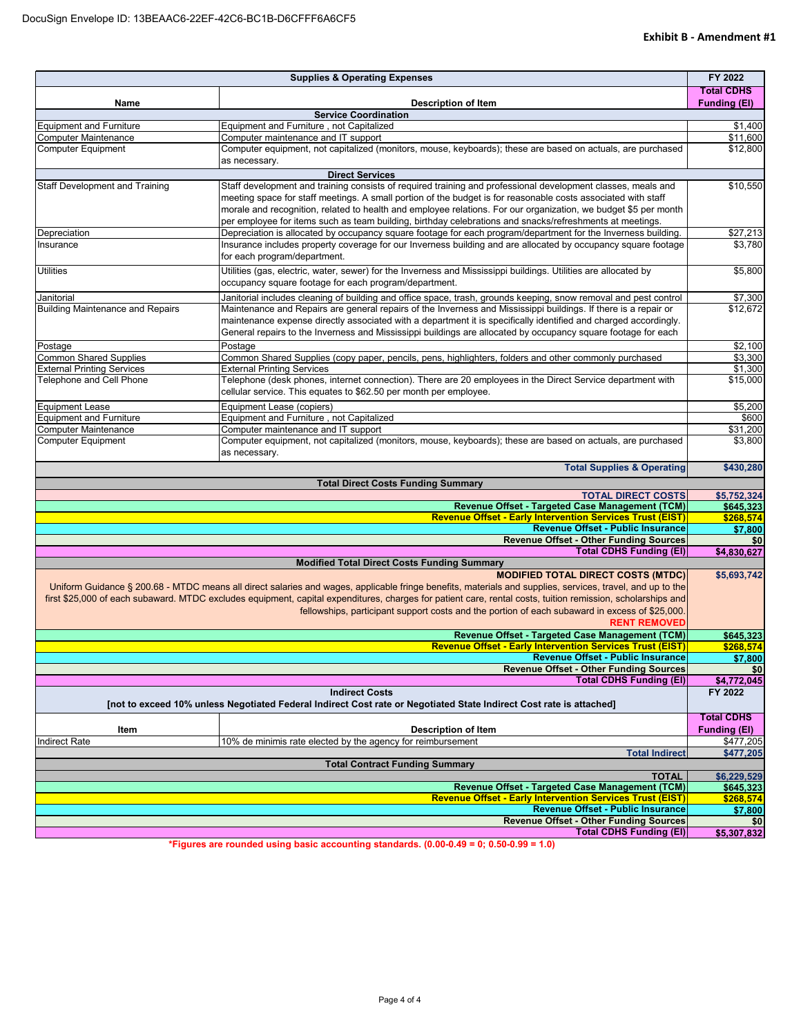DocuSign Envelope ID: 13BEAAC6-22EF-42C6-BC1B-D6CFFF6A6CF5

**Exhibit B - Amendment #1**

| Supplies & Operating Expenses | | FY 2022 |
|---|---|---|
| **Name** | **Description of Item** | **Total CDHS Funding (EI)** |
| **Service Coordination** | | |
| Equipment and Furniture | Equipment and Furniture , not Capitalized | $1,400 |
| Computer Maintenance | Computer maintenance and IT support | $11,600 |
| Computer Equipment | Computer equipment, not capitalized (monitors, mouse, keyboards); these are based on actuals, are purchased as necessary. | $12,800 |
| **Direct Services** | | |
| Staff Development and Training | Staff development and training consists of required training and professional development classes, meals and meeting space for staff meetings. A small portion of the budget is for reasonable costs associated with staff morale and recognition, related to health and employee relations. For our organization, we budget $5 per month per employee for items such as team building, birthday celebrations and snacks/refreshments at meetings. | $10,550 |
| Depreciation | Depreciation is allocated by occupancy square footage for each program/department for the Inverness building. | $27,213 |
| Insurance | Insurance includes property coverage for our Inverness building and are allocated by occupancy square footage for each program/department. | $3,780 |
| Utilities | Utilities (gas, electric, water, sewer) for the Inverness and Mississippi buildings. Utilities are allocated by occupancy square footage for each program/department. | $5,800 |
| Janitorial | Janitorial includes cleaning of building and office space, trash, grounds keeping, snow removal and pest control | $7,300 |
| Building Maintenance and Repairs | Maintenance and Repairs are general repairs of the Inverness and Mississippi buildings. If there is a repair or maintenance expense directly associated with a department it is specifically identified and charged accordingly. General repairs to the Inverness and Mississippi buildings are allocated by occupancy square footage for each | $12,672 |
| Postage | Postage | $2,100 |
| Common Shared Supplies | Common Shared Supplies (copy paper, pencils, pens, highlighters, folders and other commonly purchased | $3,300 |
| External Printing Services | External Printing Services | $1,300 |
| Telephone and Cell Phone | Telephone (desk phones, internet connection). There are 20 employees in the Direct Service department with cellular service. This equates to $62.50 per month per employee. | $15,000 |
| Equipment Lease | Equipment Lease (copiers) | $5,200 |
| Equipment and Furniture | Equipment and Furniture , not Capitalized | $600 |
| Computer Maintenance | Computer maintenance and IT support | $31,200 |
| Computer Equipment | Computer equipment, not capitalized (monitors, mouse, keyboards); these are based on actuals, are purchased as necessary. | $3,800 |
| | **Total Supplies & Operating** | **$430,280** |

| Total Direct Costs Funding Summary | |
|---|---|
| **TOTAL DIRECT COSTS** | **$5,752,324** |
| **Revenue Offset - Targeted Case Management (TCM)** | **$645,323** |
| **Revenue Offset - Early Intervention Services Trust (EIST)** | **$268,574** |
| **Revenue Offset - Public Insurance** | **$7,800** |
| **Revenue Offset - Other Funding Sources** | **$0** |
| **Total CDHS Funding (EI)** | **$4,830,627** |

| Modified Total Direct Costs Funding Summary | |
|---|---|
| **MODIFIED TOTAL DIRECT COSTS (MTDC)**<br>Uniform Guidance § 200.68 - MTDC means all direct salaries and wages, applicable fringe benefits, materials and supplies, services, travel, and up to the first $25,000 of each subaward. MTDC excludes equipment, capital expenditures, charges for patient care, rental costs, tuition remission, scholarships and fellowships, participant support costs and the portion of each subaward in excess of $25,000.<br>**RENT REMOVED** | **$5,693,742** |
| **Revenue Offset - Targeted Case Management (TCM)** | **$645,323** |
| **Revenue Offset - Early Intervention Services Trust (EIST)** | **$268,574** |
| **Revenue Offset - Public Insurance** | **$7,800** |
| **Revenue Offset - Other Funding Sources** | **$0** |
| **Total CDHS Funding (EI)** | **$4,772,045** |

| Indirect Costs<br>[not to exceed 10% unless Negotiated Federal Indirect Cost rate or Negotiated State Indirect Cost rate is attached] | | FY 2022 |
|---|---|---|
| **Item** | **Description of Item** | **Total CDHS Funding (EI)** |
| Indirect Rate | 10% de minimis rate elected by the agency for reimbursement | $477,205 |
| | **Total Indirect** | **$477,205** |

| Total Contract Funding Summary | |
|---|---|
| **TOTAL** | **$6,229,529** |
| **Revenue Offset - Targeted Case Management (TCM)** | **$645,323** |
| **Revenue Offset - Early Intervention Services Trust (EIST)** | **$268,574** |
| **Revenue Offset - Public Insurance** | **$7,800** |
| **Revenue Offset - Other Funding Sources** | **$0** |
| **Total CDHS Funding (EI)** | **$5,307,832** |

***Figures are rounded using basic accounting standards. (0.00-0.49 = 0; 0.50-0.99 = 1.0)**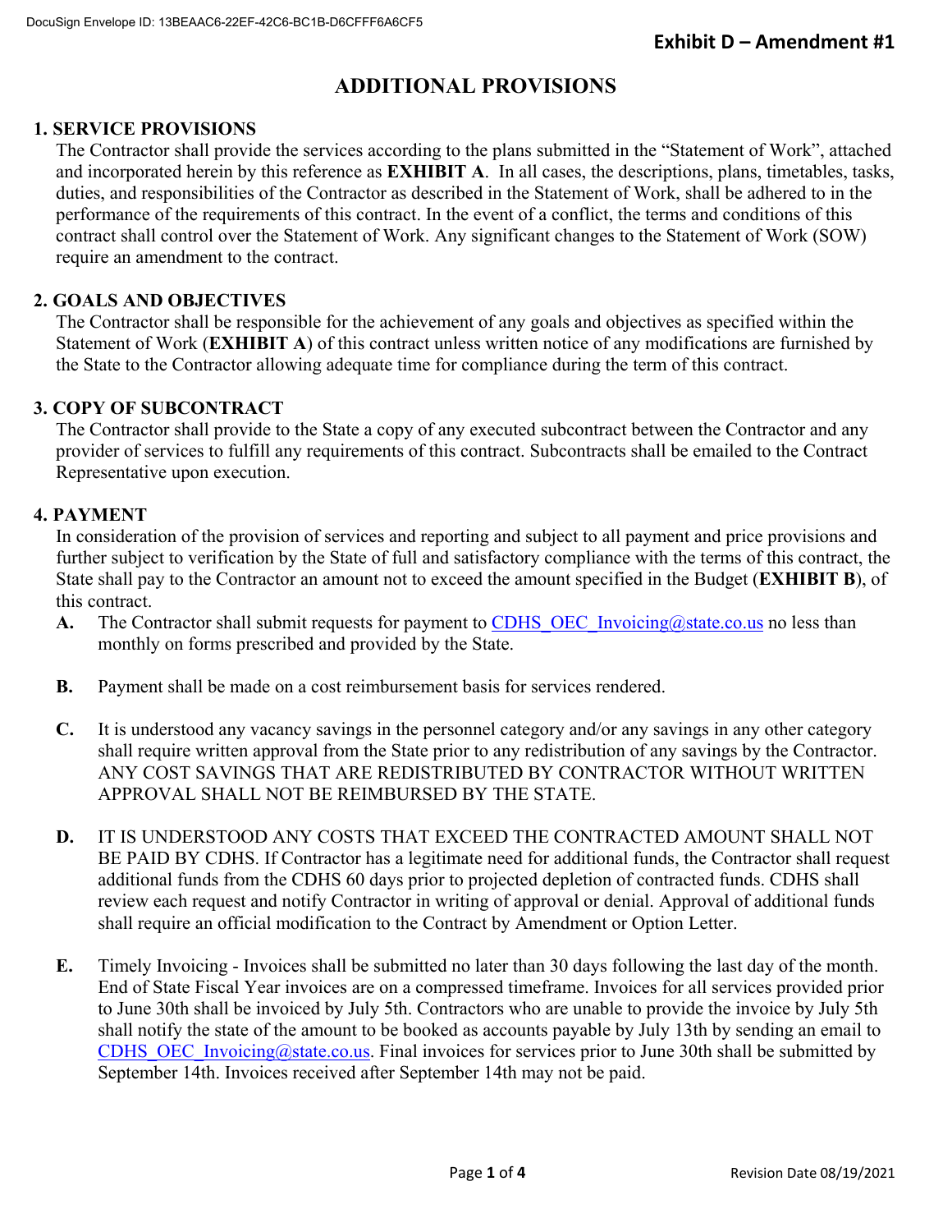**Exhibit D – Amendment #1**

# ADDITIONAL PROVISIONS

## 1. SERVICE PROVISIONS

The Contractor shall provide the services according to the plans submitted in the "Statement of Work", attached and incorporated herein by this reference as **EXHIBIT A**. In all cases, the descriptions, plans, timetables, tasks, duties, and responsibilities of the Contractor as described in the Statement of Work, shall be adhered to in the performance of the requirements of this contract. In the event of a conflict, the terms and conditions of this contract shall control over the Statement of Work. Any significant changes to the Statement of Work (SOW) require an amendment to the contract.

## 2. GOALS AND OBJECTIVES

The Contractor shall be responsible for the achievement of any goals and objectives as specified within the Statement of Work (**EXHIBIT A**) of this contract unless written notice of any modifications are furnished by the State to the Contractor allowing adequate time for compliance during the term of this contract.

## 3. COPY OF SUBCONTRACT

The Contractor shall provide to the State a copy of any executed subcontract between the Contractor and any provider of services to fulfill any requirements of this contract. Subcontracts shall be emailed to the Contract Representative upon execution.

## 4. PAYMENT

In consideration of the provision of services and reporting and subject to all payment and price provisions and further subject to verification by the State of full and satisfactory compliance with the terms of this contract, the State shall pay to the Contractor an amount not to exceed the amount specified in the Budget (**EXHIBIT B**), of this contract.

**A.** The Contractor shall submit requests for payment to CDHS_OEC_Invoicing@state.co.us no less than monthly on forms prescribed and provided by the State.

**B.** Payment shall be made on a cost reimbursement basis for services rendered.

**C.** It is understood any vacancy savings in the personnel category and/or any savings in any other category shall require written approval from the State prior to any redistribution of any savings by the Contractor. ANY COST SAVINGS THAT ARE REDISTRIBUTED BY CONTRACTOR WITHOUT WRITTEN APPROVAL SHALL NOT BE REIMBURSED BY THE STATE.

**D.** IT IS UNDERSTOOD ANY COSTS THAT EXCEED THE CONTRACTED AMOUNT SHALL NOT BE PAID BY CDHS. If Contractor has a legitimate need for additional funds, the Contractor shall request additional funds from the CDHS 60 days prior to projected depletion of contracted funds. CDHS shall review each request and notify Contractor in writing of approval or denial. Approval of additional funds shall require an official modification to the Contract by Amendment or Option Letter.

**E.** Timely Invoicing - Invoices shall be submitted no later than 30 days following the last day of the month. End of State Fiscal Year invoices are on a compressed timeframe. Invoices for all services provided prior to June 30th shall be invoiced by July 5th. Contractors who are unable to provide the invoice by July 5th shall notify the state of the amount to be booked as accounts payable by July 13th by sending an email to CDHS_OEC_Invoicing@state.co.us. Final invoices for services prior to June 30th shall be submitted by September 14th. Invoices received after September 14th may not be paid.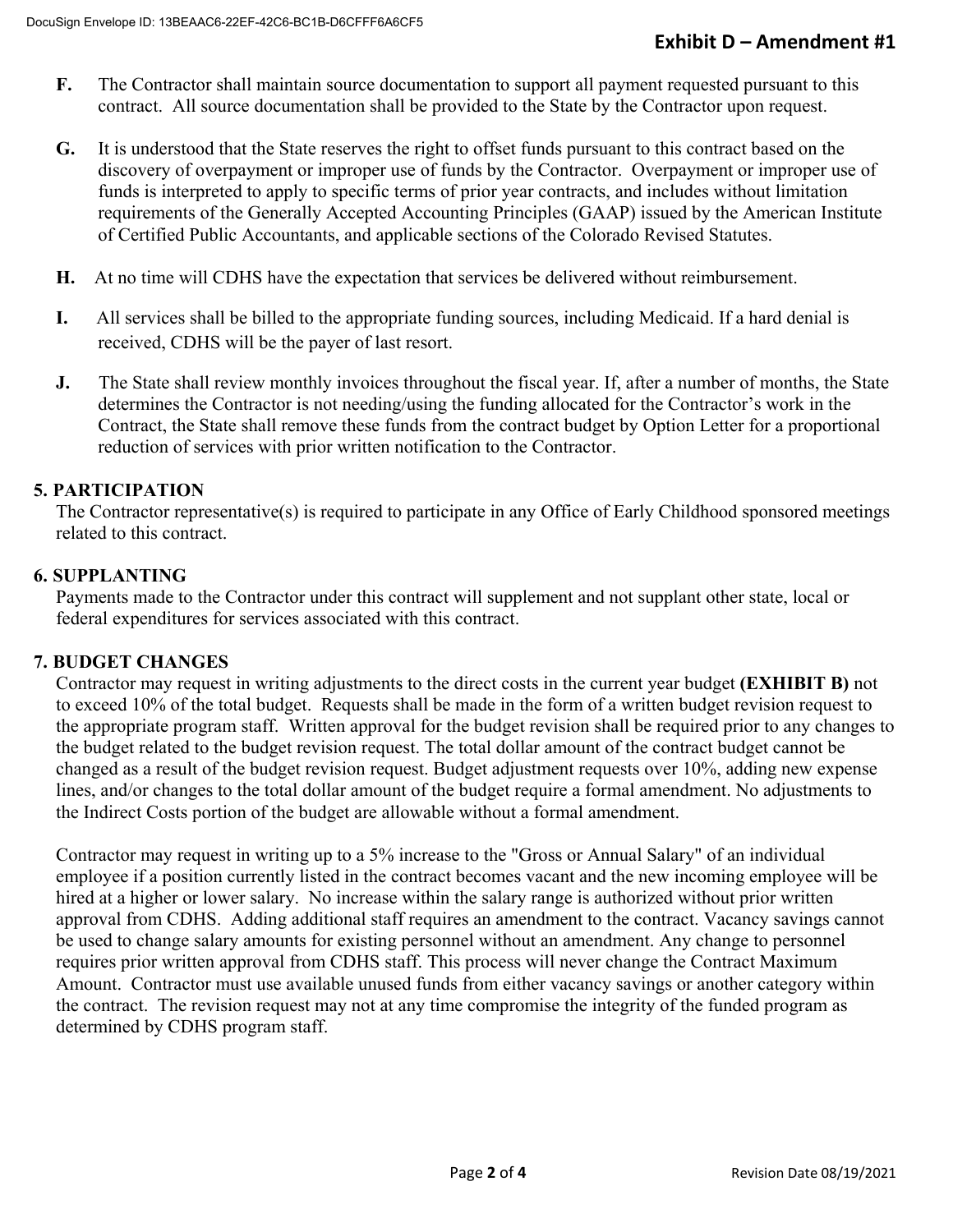**F.** The Contractor shall maintain source documentation to support all payment requested pursuant to this contract. All source documentation shall be provided to the State by the Contractor upon request.

**G.** It is understood that the State reserves the right to offset funds pursuant to this contract based on the discovery of overpayment or improper use of funds by the Contractor. Overpayment or improper use of funds is interpreted to apply to specific terms of prior year contracts, and includes without limitation requirements of the Generally Accepted Accounting Principles (GAAP) issued by the American Institute of Certified Public Accountants, and applicable sections of the Colorado Revised Statutes.

**H.** At no time will CDHS have the expectation that services be delivered without reimbursement.

**I.** All services shall be billed to the appropriate funding sources, including Medicaid. If a hard denial is received, CDHS will be the payer of last resort.

**J.** The State shall review monthly invoices throughout the fiscal year. If, after a number of months, the State determines the Contractor is not needing/using the funding allocated for the Contractor's work in the Contract, the State shall remove these funds from the contract budget by Option Letter for a proportional reduction of services with prior written notification to the Contractor.

## 5. PARTICIPATION

The Contractor representative(s) is required to participate in any Office of Early Childhood sponsored meetings related to this contract.

## 6. SUPPLANTING

Payments made to the Contractor under this contract will supplement and not supplant other state, local or federal expenditures for services associated with this contract.

## 7. BUDGET CHANGES

Contractor may request in writing adjustments to the direct costs in the current year budget **(EXHIBIT B)** not to exceed 10% of the total budget. Requests shall be made in the form of a written budget revision request to the appropriate program staff. Written approval for the budget revision shall be required prior to any changes to the budget related to the budget revision request. The total dollar amount of the contract budget cannot be changed as a result of the budget revision request. Budget adjustment requests over 10%, adding new expense lines, and/or changes to the total dollar amount of the budget require a formal amendment. No adjustments to the Indirect Costs portion of the budget are allowable without a formal amendment.

Contractor may request in writing up to a 5% increase to the "Gross or Annual Salary" of an individual employee if a position currently listed in the contract becomes vacant and the new incoming employee will be hired at a higher or lower salary. No increase within the salary range is authorized without prior written approval from CDHS. Adding additional staff requires an amendment to the contract. Vacancy savings cannot be used to change salary amounts for existing personnel without an amendment. Any change to personnel requires prior written approval from CDHS staff. This process will never change the Contract Maximum Amount. Contractor must use available unused funds from either vacancy savings or another category within the contract. The revision request may not at any time compromise the integrity of the funded program as determined by CDHS program staff.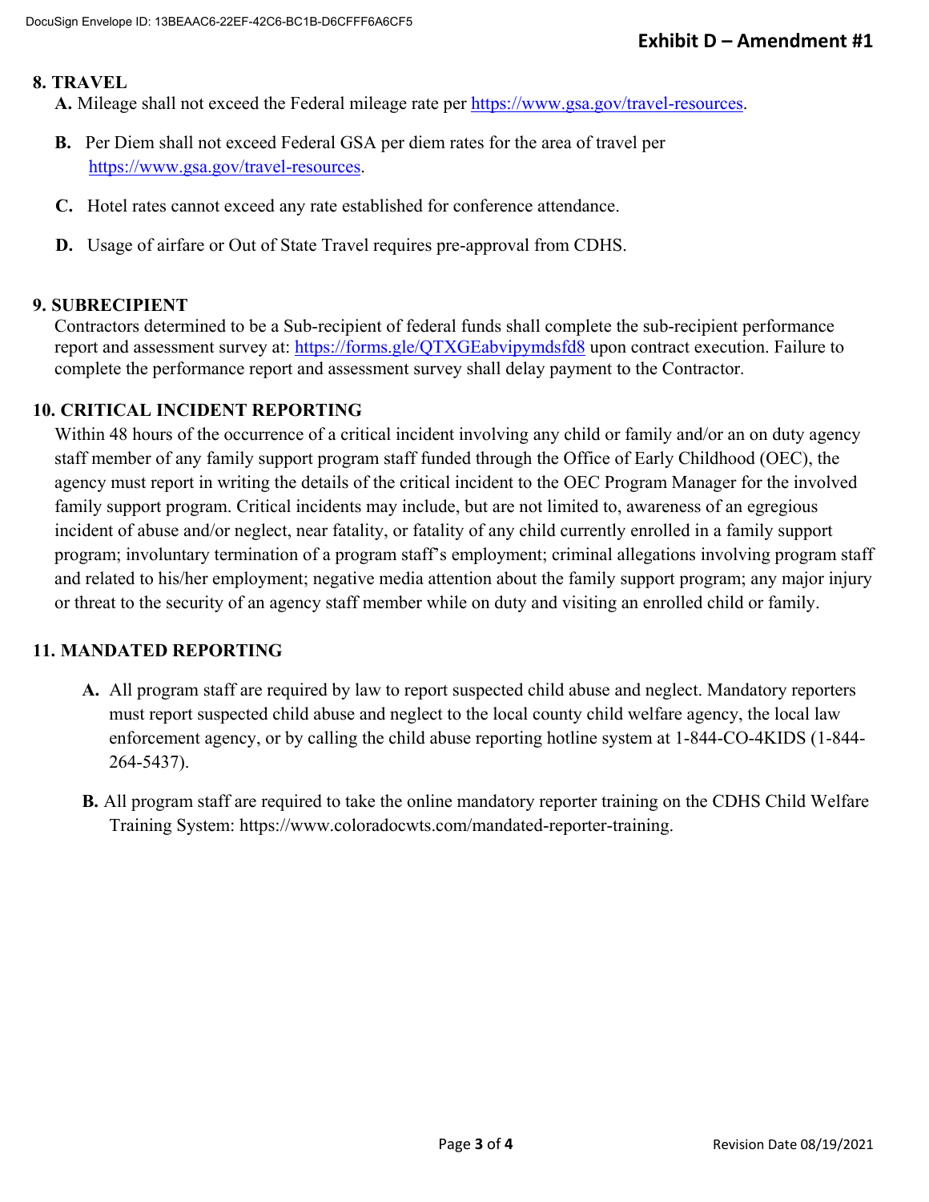## 8. TRAVEL

**A.** Mileage shall not exceed the Federal mileage rate per https://www.gsa.gov/travel-resources.

**B.** Per Diem shall not exceed Federal GSA per diem rates for the area of travel per https://www.gsa.gov/travel-resources.

**C.** Hotel rates cannot exceed any rate established for conference attendance.

**D.** Usage of airfare or Out of State Travel requires pre-approval from CDHS.

## 9. SUBRECIPIENT

Contractors determined to be a Sub-recipient of federal funds shall complete the sub-recipient performance report and assessment survey at: https://forms.gle/QTXGEabvipymdsfd8 upon contract execution. Failure to complete the performance report and assessment survey shall delay payment to the Contractor.

## 10. CRITICAL INCIDENT REPORTING

Within 48 hours of the occurrence of a critical incident involving any child or family and/or an on duty agency staff member of any family support program staff funded through the Office of Early Childhood (OEC), the agency must report in writing the details of the critical incident to the OEC Program Manager for the involved family support program. Critical incidents may include, but are not limited to, awareness of an egregious incident of abuse and/or neglect, near fatality, or fatality of any child currently enrolled in a family support program; involuntary termination of a program staff's employment; criminal allegations involving program staff and related to his/her employment; negative media attention about the family support program; any major injury or threat to the security of an agency staff member while on duty and visiting an enrolled child or family.

## 11. MANDATED REPORTING

**A.** All program staff are required by law to report suspected child abuse and neglect. Mandatory reporters must report suspected child abuse and neglect to the local county child welfare agency, the local law enforcement agency, or by calling the child abuse reporting hotline system at 1-844-CO-4KIDS (1-844-264-5437).

**B.** All program staff are required to take the online mandatory reporter training on the CDHS Child Welfare Training System: https://www.coloradocwts.com/mandated-reporter-training.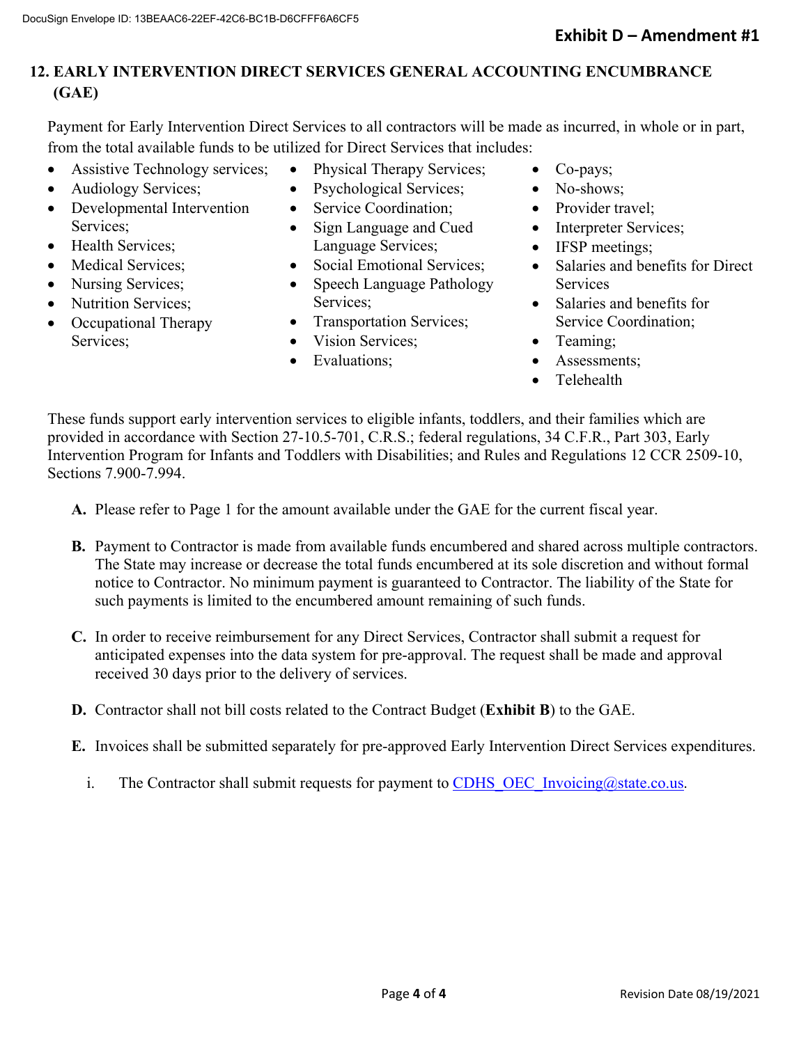# Exhibit D – Amendment #1

## 12. EARLY INTERVENTION DIRECT SERVICES GENERAL ACCOUNTING ENCUMBRANCE (GAE)

Payment for Early Intervention Direct Services to all contractors will be made as incurred, in whole or in part, from the total available funds to be utilized for Direct Services that includes:

- Assistive Technology services;
- Audiology Services;
- Developmental Intervention Services;
- Health Services;
- Medical Services;
- Nursing Services;
- Nutrition Services;
- Occupational Therapy Services;
- Physical Therapy Services;
- Psychological Services;
- Service Coordination;
- Sign Language and Cued Language Services;
- Social Emotional Services;
- Speech Language Pathology Services;
- Transportation Services;
- Vision Services;
- Evaluations;
- Co-pays;
- No-shows;
- Provider travel;
- Interpreter Services;
- IFSP meetings;
- Salaries and benefits for Direct Services
- Salaries and benefits for Service Coordination;
- Teaming;
- Assessments;
- Telehealth

These funds support early intervention services to eligible infants, toddlers, and their families which are provided in accordance with Section 27-10.5-701, C.R.S.; federal regulations, 34 C.F.R., Part 303, Early Intervention Program for Infants and Toddlers with Disabilities; and Rules and Regulations 12 CCR 2509-10, Sections 7.900-7.994.

**A.** Please refer to Page 1 for the amount available under the GAE for the current fiscal year.

**B.** Payment to Contractor is made from available funds encumbered and shared across multiple contractors. The State may increase or decrease the total funds encumbered at its sole discretion and without formal notice to Contractor. No minimum payment is guaranteed to Contractor. The liability of the State for such payments is limited to the encumbered amount remaining of such funds.

**C.** In order to receive reimbursement for any Direct Services, Contractor shall submit a request for anticipated expenses into the data system for pre-approval. The request shall be made and approval received 30 days prior to the delivery of services.

**D.** Contractor shall not bill costs related to the Contract Budget (**Exhibit B**) to the GAE.

**E.** Invoices shall be submitted separately for pre-approved Early Intervention Direct Services expenditures.

i. The Contractor shall submit requests for payment to CDHS_OEC_Invoicing@state.co.us.